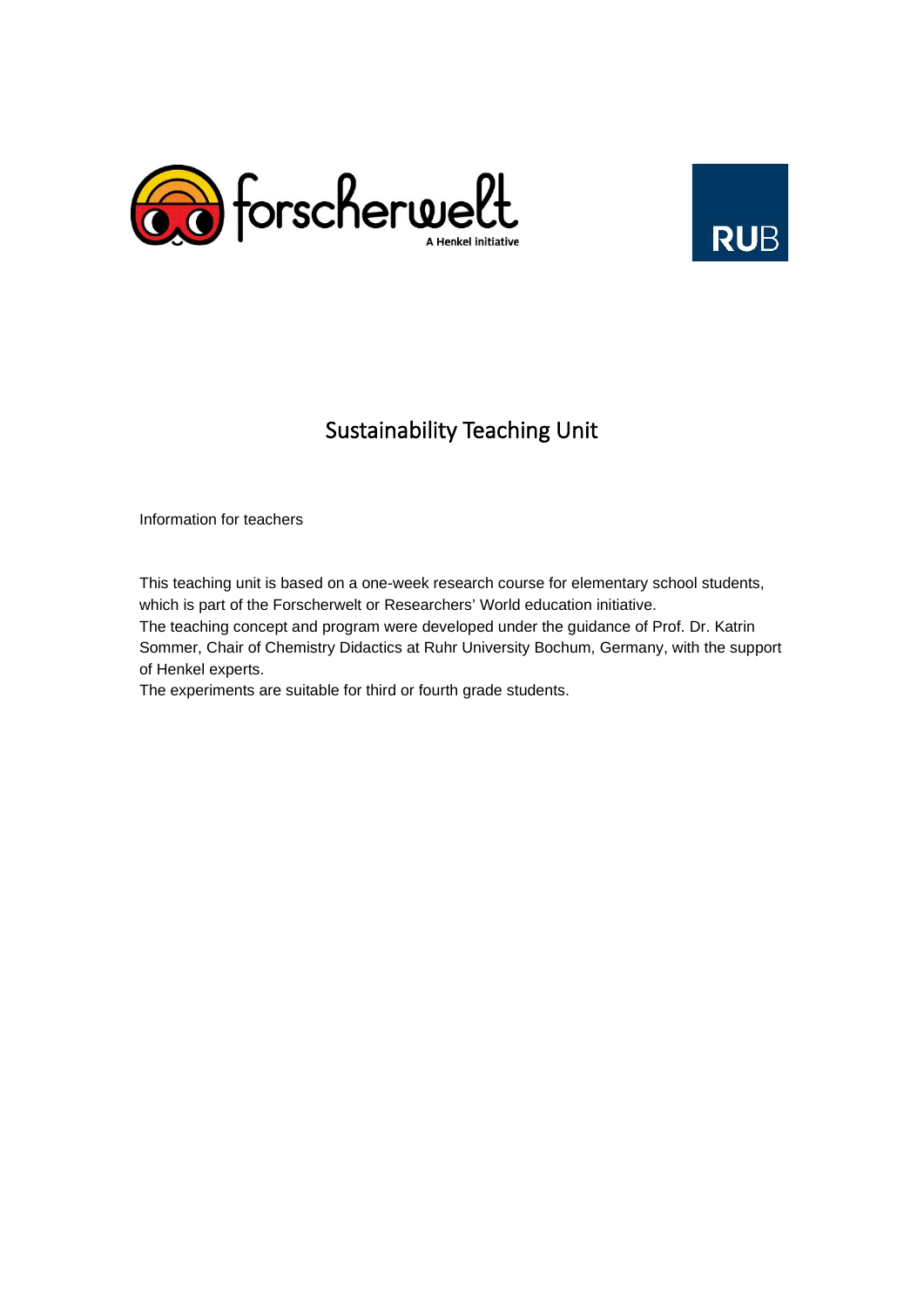# Sustainability Teaching Unit

Information for teachers

This teaching unit is based on a one-week research course for elementary school students, which is part of the Forscherwelt or Researchers' World education initiative.
The teaching concept and program were developed under the guidance of Prof. Dr. Katrin Sommer, Chair of Chemistry Didactics at Ruhr University Bochum, Germany, with the support of Henkel experts.
The experiments are suitable for third or fourth grade students.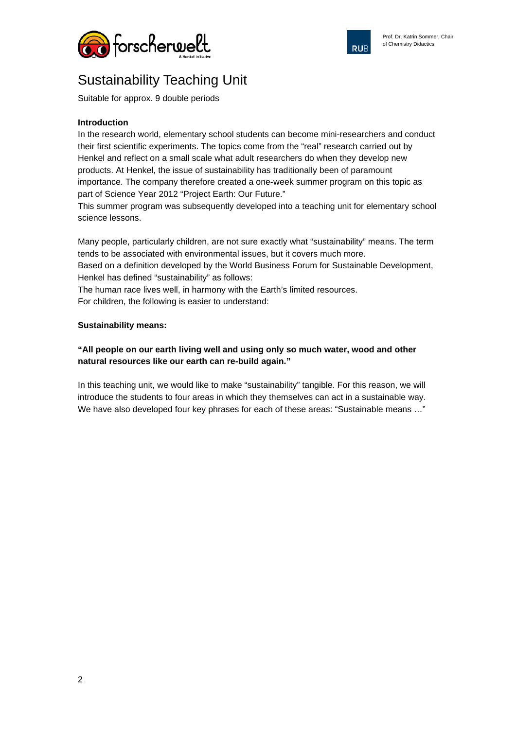# Sustainability Teaching Unit

Suitable for approx. 9 double periods

**Introduction**

In the research world, elementary school students can become mini-researchers and conduct their first scientific experiments. The topics come from the "real" research carried out by Henkel and reflect on a small scale what adult researchers do when they develop new products. At Henkel, the issue of sustainability has traditionally been of paramount importance. The company therefore created a one-week summer program on this topic as part of Science Year 2012 "Project Earth: Our Future."

This summer program was subsequently developed into a teaching unit for elementary school science lessons.

Many people, particularly children, are not sure exactly what "sustainability" means. The term tends to be associated with environmental issues, but it covers much more.

Based on a definition developed by the World Business Forum for Sustainable Development, Henkel has defined "sustainability" as follows:

The human race lives well, in harmony with the Earth's limited resources.

For children, the following is easier to understand:

**Sustainability means:**

**"All people on our earth living well and using only so much water, wood and other natural resources like our earth can re-build again."**

In this teaching unit, we would like to make "sustainability" tangible. For this reason, we will introduce the students to four areas in which they themselves can act in a sustainable way. We have also developed four key phrases for each of these areas: "Sustainable means …"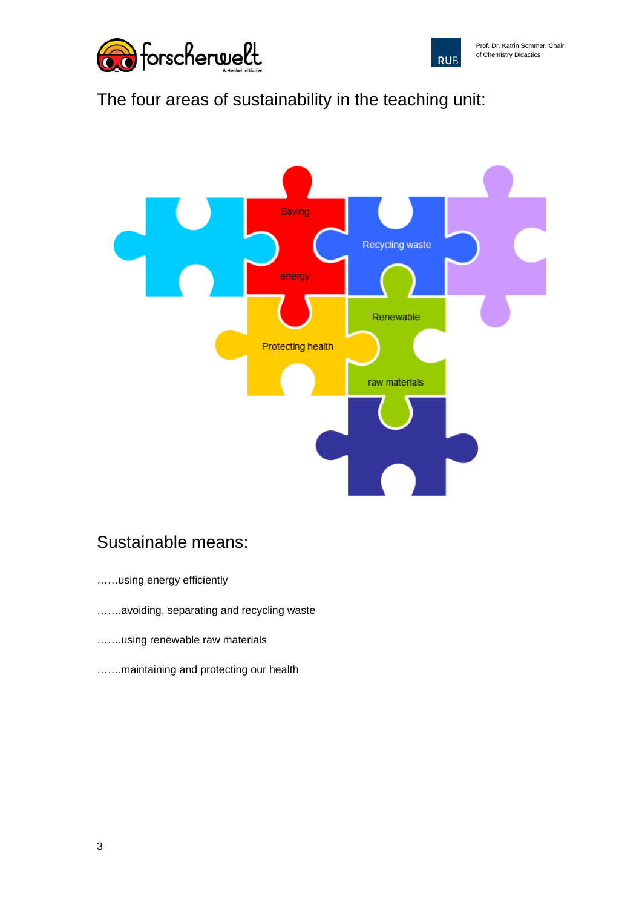## The four areas of sustainability in the teaching unit:

Saving energy

Recycling waste

Renewable raw materials

Protecting health

## Sustainable means:

……using energy efficiently

…….avoiding, separating and recycling waste

…….using renewable raw materials

…….maintaining and protecting our health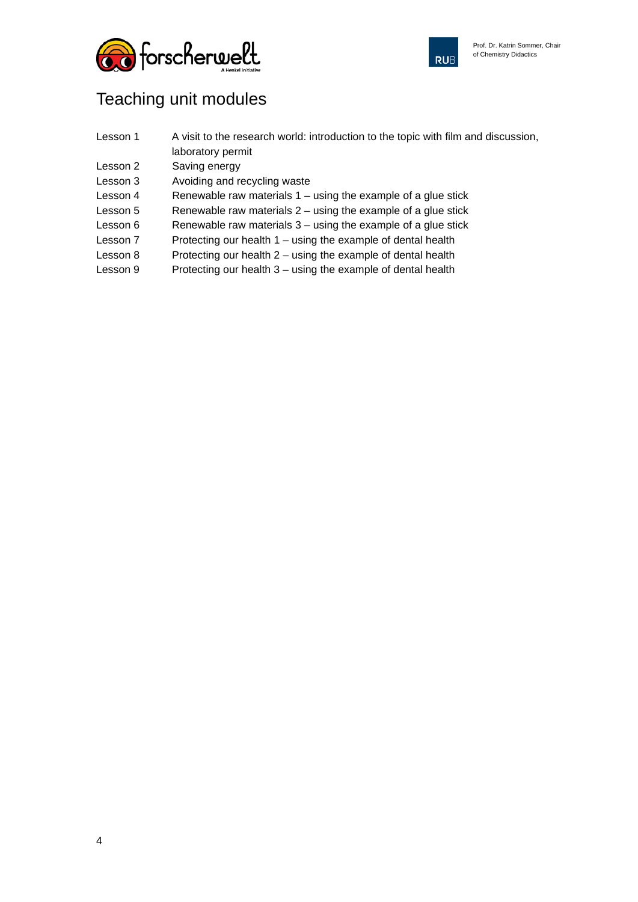# Teaching unit modules

| | |
|---|---|
| Lesson 1 | A visit to the research world: introduction to the topic with film and discussion, laboratory permit |
| Lesson 2 | Saving energy |
| Lesson 3 | Avoiding and recycling waste |
| Lesson 4 | Renewable raw materials 1 – using the example of a glue stick |
| Lesson 5 | Renewable raw materials 2 – using the example of a glue stick |
| Lesson 6 | Renewable raw materials 3 – using the example of a glue stick |
| Lesson 7 | Protecting our health 1 – using the example of dental health |
| Lesson 8 | Protecting our health 2 – using the example of dental health |
| Lesson 9 | Protecting our health 3 – using the example of dental health |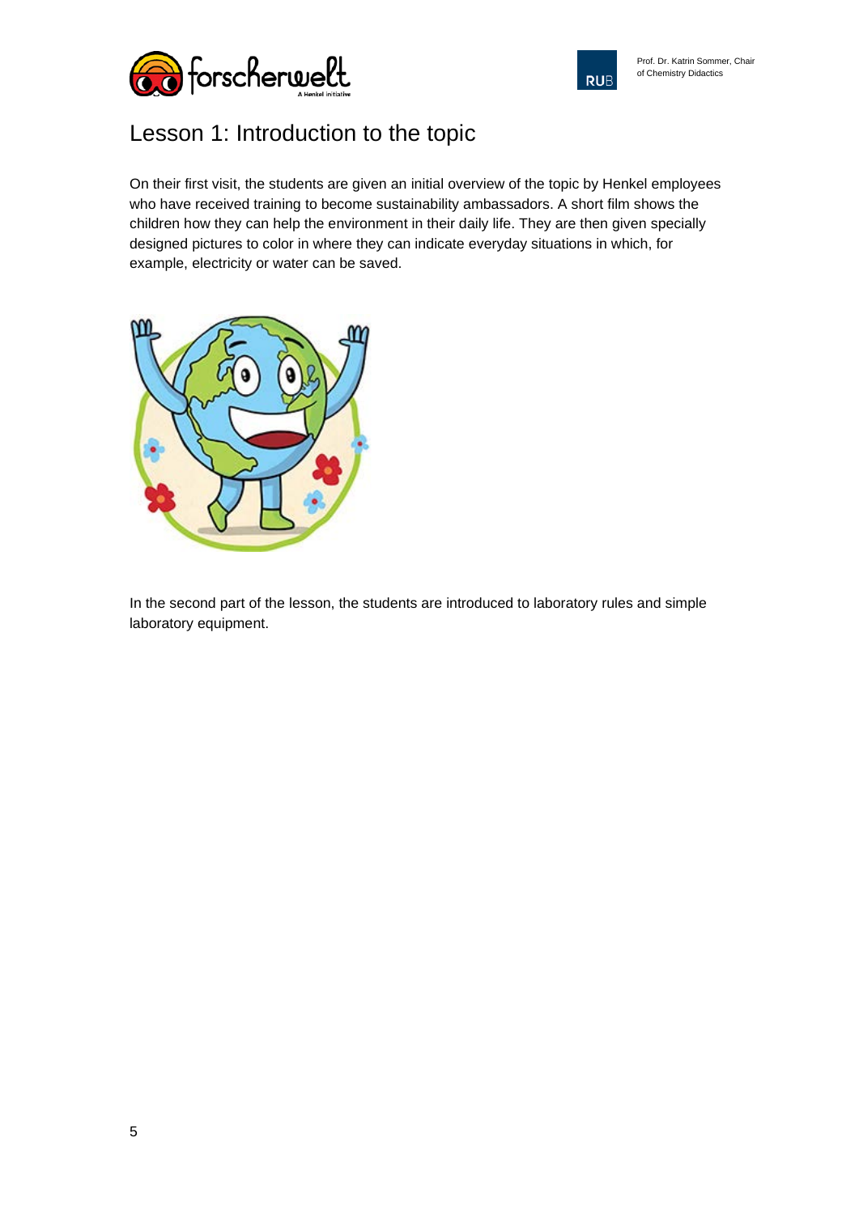# Lesson 1: Introduction to the topic

On their first visit, the students are given an initial overview of the topic by Henkel employees who have received training to become sustainability ambassadors. A short film shows the children how they can help the environment in their daily life. They are then given specially designed pictures to color in where they can indicate everyday situations in which, for example, electricity or water can be saved.

In the second part of the lesson, the students are introduced to laboratory rules and simple laboratory equipment.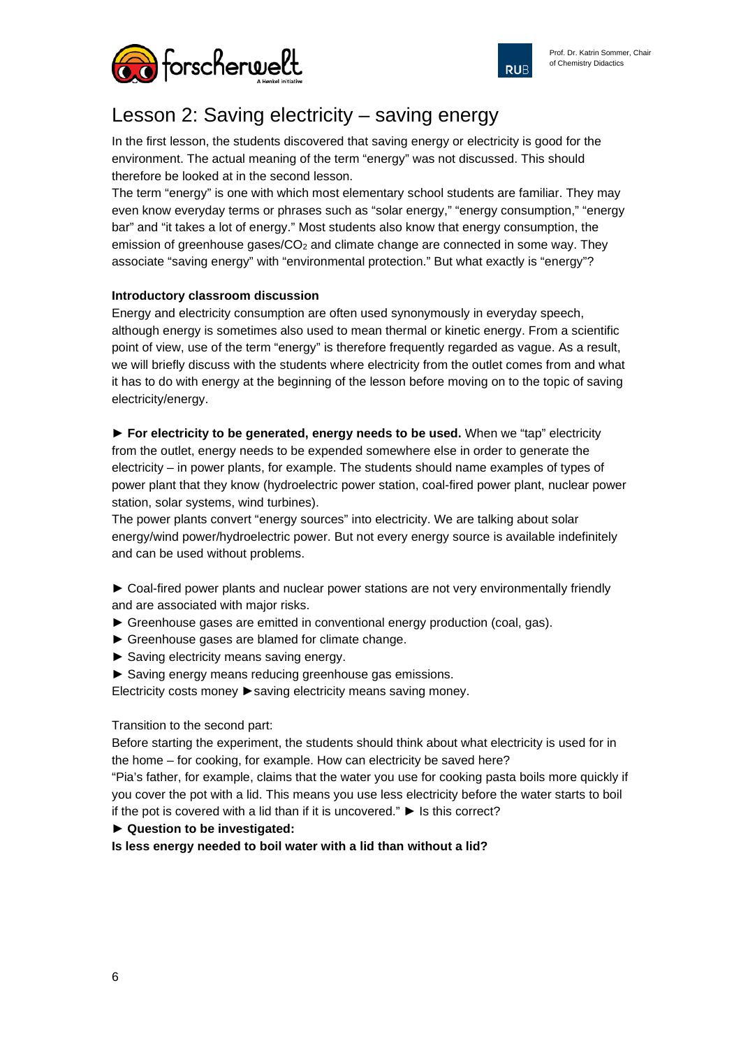# Lesson 2: Saving electricity – saving energy

In the first lesson, the students discovered that saving energy or electricity is good for the environment. The actual meaning of the term "energy" was not discussed. This should therefore be looked at in the second lesson.

The term "energy" is one with which most elementary school students are familiar. They may even know everyday terms or phrases such as "solar energy," "energy consumption," "energy bar" and "it takes a lot of energy." Most students also know that energy consumption, the emission of greenhouse gases/$CO_2$ and climate change are connected in some way. They associate "saving energy" with "environmental protection." But what exactly is "energy"?

**Introductory classroom discussion**

Energy and electricity consumption are often used synonymously in everyday speech, although energy is sometimes also used to mean thermal or kinetic energy. From a scientific point of view, use of the term "energy" is therefore frequently regarded as vague. As a result, we will briefly discuss with the students where electricity from the outlet comes from and what it has to do with energy at the beginning of the lesson before moving on to the topic of saving electricity/energy.

► **For electricity to be generated, energy needs to be used.** When we "tap" electricity from the outlet, energy needs to be expended somewhere else in order to generate the electricity – in power plants, for example. The students should name examples of types of power plant that they know (hydroelectric power station, coal-fired power plant, nuclear power station, solar systems, wind turbines).

The power plants convert "energy sources" into electricity. We are talking about solar energy/wind power/hydroelectric power. But not every energy source is available indefinitely and can be used without problems.

► Coal-fired power plants and nuclear power stations are not very environmentally friendly and are associated with major risks.

► Greenhouse gases are emitted in conventional energy production (coal, gas).

► Greenhouse gases are blamed for climate change.

► Saving electricity means saving energy.

► Saving energy means reducing greenhouse gas emissions.

Electricity costs money ►saving electricity means saving money.

Transition to the second part:

Before starting the experiment, the students should think about what electricity is used for in the home – for cooking, for example. How can electricity be saved here?

"Pia's father, for example, claims that the water you use for cooking pasta boils more quickly if you cover the pot with a lid. This means you use less electricity before the water starts to boil if the pot is covered with a lid than if it is uncovered." ► Is this correct?

► **Question to be investigated:**

**Is less energy needed to boil water with a lid than without a lid?**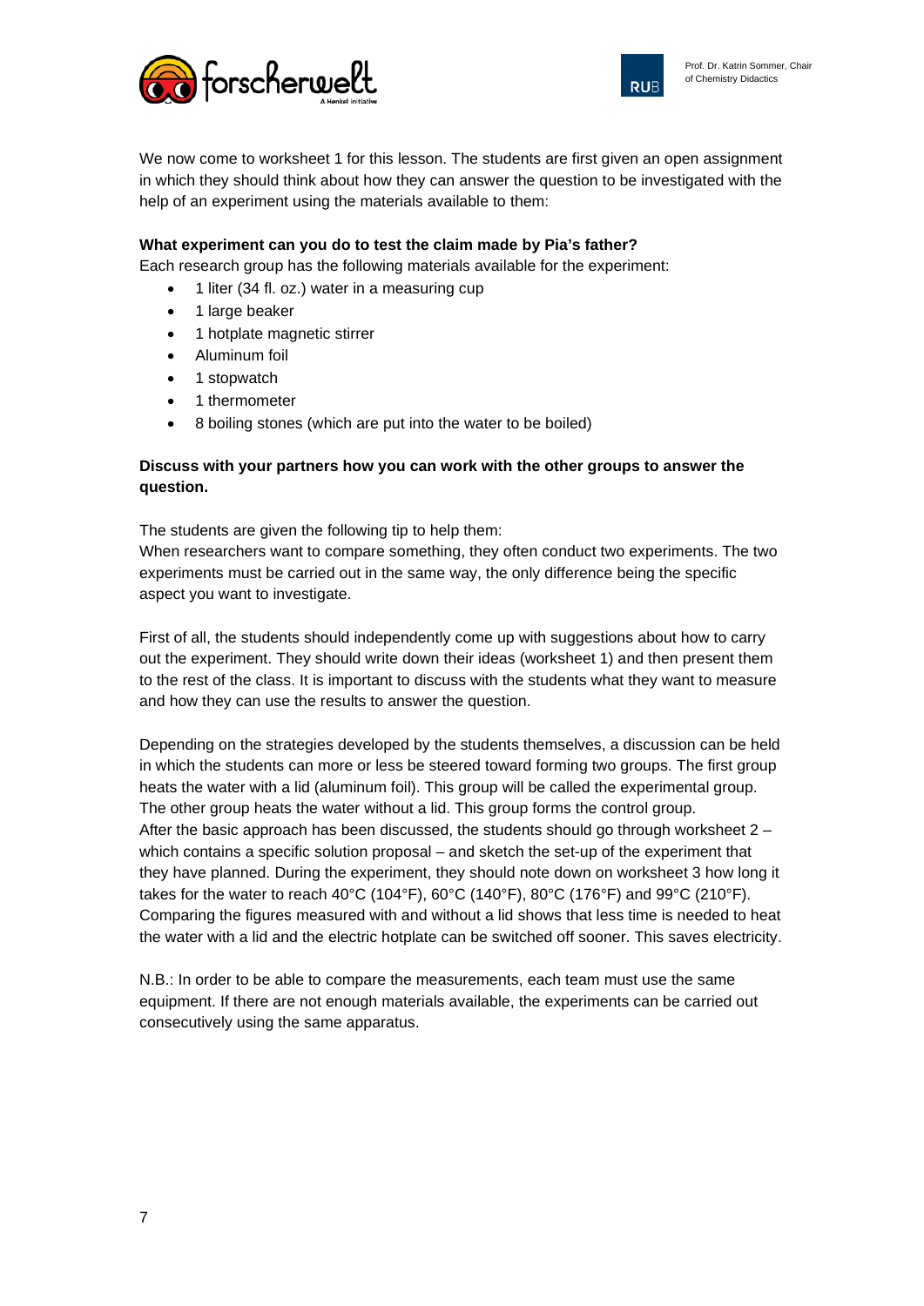We now come to worksheet 1 for this lesson. The students are first given an open assignment in which they should think about how they can answer the question to be investigated with the help of an experiment using the materials available to them:

**What experiment can you do to test the claim made by Pia's father?**
Each research group has the following materials available for the experiment:

- 1 liter (34 fl. oz.) water in a measuring cup
- 1 large beaker
- 1 hotplate magnetic stirrer
- Aluminum foil
- 1 stopwatch
- 1 thermometer
- 8 boiling stones (which are put into the water to be boiled)

**Discuss with your partners how you can work with the other groups to answer the question.**

The students are given the following tip to help them:
When researchers want to compare something, they often conduct two experiments. The two experiments must be carried out in the same way, the only difference being the specific aspect you want to investigate.

First of all, the students should independently come up with suggestions about how to carry out the experiment. They should write down their ideas (worksheet 1) and then present them to the rest of the class. It is important to discuss with the students what they want to measure and how they can use the results to answer the question.

Depending on the strategies developed by the students themselves, a discussion can be held in which the students can more or less be steered toward forming two groups. The first group heats the water with a lid (aluminum foil). This group will be called the experimental group. The other group heats the water without a lid. This group forms the control group.
After the basic approach has been discussed, the students should go through worksheet 2 – which contains a specific solution proposal – and sketch the set-up of the experiment that they have planned. During the experiment, they should note down on worksheet 3 how long it takes for the water to reach 40°C (104°F), 60°C (140°F), 80°C (176°F) and 99°C (210°F). Comparing the figures measured with and without a lid shows that less time is needed to heat the water with a lid and the electric hotplate can be switched off sooner. This saves electricity.

N.B.: In order to be able to compare the measurements, each team must use the same equipment. If there are not enough materials available, the experiments can be carried out consecutively using the same apparatus.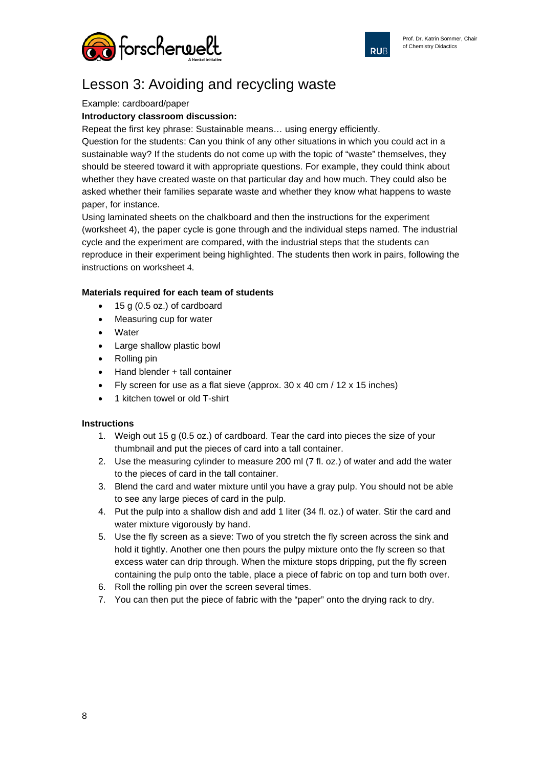# Lesson 3: Avoiding and recycling waste

Example: cardboard/paper

**Introductory classroom discussion:**

Repeat the first key phrase: Sustainable means… using energy efficiently.

Question for the students: Can you think of any other situations in which you could act in a sustainable way? If the students do not come up with the topic of "waste" themselves, they should be steered toward it with appropriate questions. For example, they could think about whether they have created waste on that particular day and how much. They could also be asked whether their families separate waste and whether they know what happens to waste paper, for instance.

Using laminated sheets on the chalkboard and then the instructions for the experiment (worksheet 4), the paper cycle is gone through and the individual steps named. The industrial cycle and the experiment are compared, with the industrial steps that the students can reproduce in their experiment being highlighted. The students then work in pairs, following the instructions on worksheet 4.

**Materials required for each team of students**

- 15 g (0.5 oz.) of cardboard
- Measuring cup for water
- Water
- Large shallow plastic bowl
- Rolling pin
- Hand blender + tall container
- Fly screen for use as a flat sieve (approx. 30 x 40 cm / 12 x 15 inches)
- 1 kitchen towel or old T-shirt

**Instructions**

1. Weigh out 15 g (0.5 oz.) of cardboard. Tear the card into pieces the size of your thumbnail and put the pieces of card into a tall container.
2. Use the measuring cylinder to measure 200 ml (7 fl. oz.) of water and add the water to the pieces of card in the tall container.
3. Blend the card and water mixture until you have a gray pulp. You should not be able to see any large pieces of card in the pulp.
4. Put the pulp into a shallow dish and add 1 liter (34 fl. oz.) of water. Stir the card and water mixture vigorously by hand.
5. Use the fly screen as a sieve: Two of you stretch the fly screen across the sink and hold it tightly. Another one then pours the pulpy mixture onto the fly screen so that excess water can drip through. When the mixture stops dripping, put the fly screen containing the pulp onto the table, place a piece of fabric on top and turn both over.
6. Roll the rolling pin over the screen several times.
7. You can then put the piece of fabric with the "paper" onto the drying rack to dry.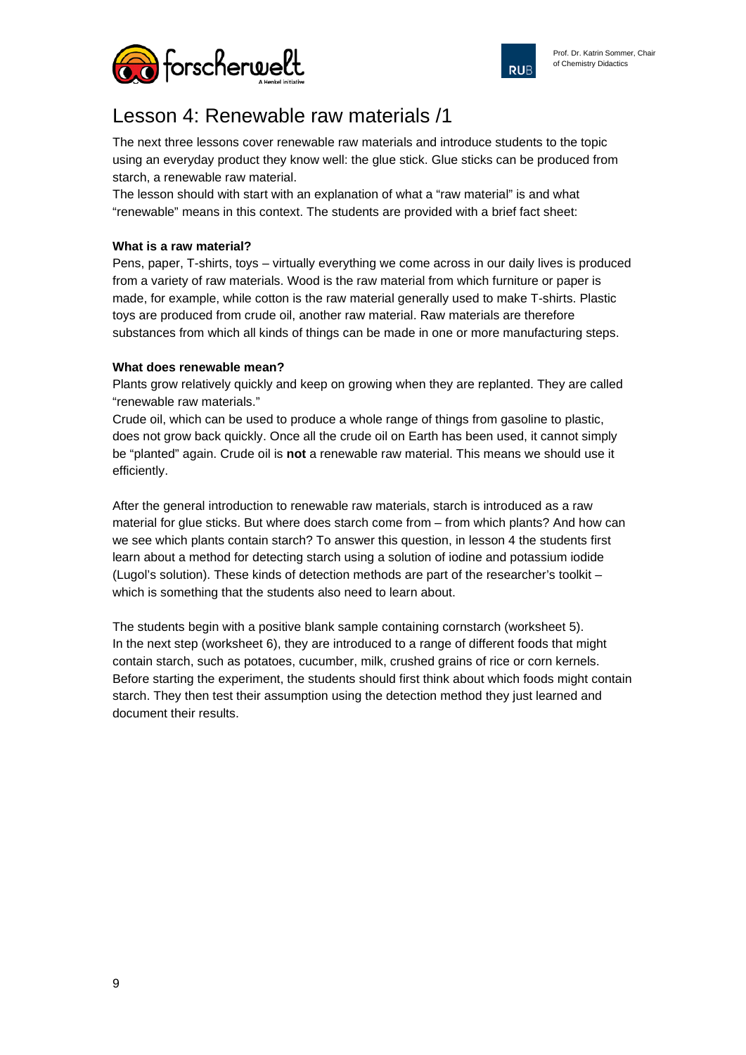# Lesson 4: Renewable raw materials /1

The next three lessons cover renewable raw materials and introduce students to the topic using an everyday product they know well: the glue stick. Glue sticks can be produced from starch, a renewable raw material.

The lesson should with start with an explanation of what a "raw material" is and what "renewable" means in this context. The students are provided with a brief fact sheet:

**What is a raw material?**

Pens, paper, T-shirts, toys – virtually everything we come across in our daily lives is produced from a variety of raw materials. Wood is the raw material from which furniture or paper is made, for example, while cotton is the raw material generally used to make T-shirts. Plastic toys are produced from crude oil, another raw material. Raw materials are therefore substances from which all kinds of things can be made in one or more manufacturing steps.

**What does renewable mean?**

Plants grow relatively quickly and keep on growing when they are replanted. They are called "renewable raw materials."

Crude oil, which can be used to produce a whole range of things from gasoline to plastic, does not grow back quickly. Once all the crude oil on Earth has been used, it cannot simply be "planted" again. Crude oil is **not** a renewable raw material. This means we should use it efficiently.

After the general introduction to renewable raw materials, starch is introduced as a raw material for glue sticks. But where does starch come from – from which plants? And how can we see which plants contain starch? To answer this question, in lesson 4 the students first learn about a method for detecting starch using a solution of iodine and potassium iodide (Lugol's solution). These kinds of detection methods are part of the researcher's toolkit – which is something that the students also need to learn about.

The students begin with a positive blank sample containing cornstarch (worksheet 5). In the next step (worksheet 6), they are introduced to a range of different foods that might contain starch, such as potatoes, cucumber, milk, crushed grains of rice or corn kernels. Before starting the experiment, the students should first think about which foods might contain starch. They then test their assumption using the detection method they just learned and document their results.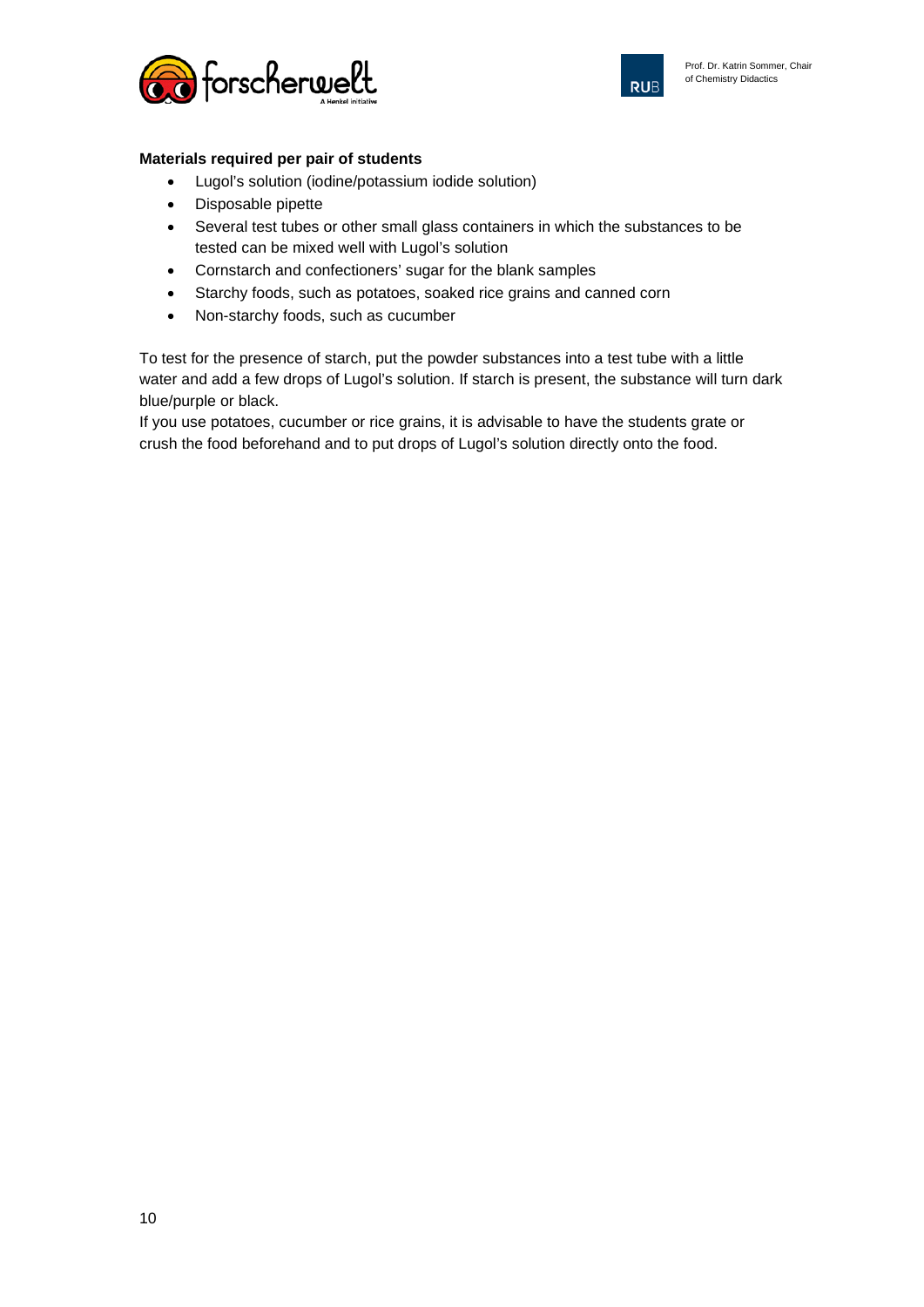**Materials required per pair of students**

- Lugol's solution (iodine/potassium iodide solution)
- Disposable pipette
- Several test tubes or other small glass containers in which the substances to be tested can be mixed well with Lugol's solution
- Cornstarch and confectioners' sugar for the blank samples
- Starchy foods, such as potatoes, soaked rice grains and canned corn
- Non-starchy foods, such as cucumber

To test for the presence of starch, put the powder substances into a test tube with a little water and add a few drops of Lugol's solution. If starch is present, the substance will turn dark blue/purple or black.
If you use potatoes, cucumber or rice grains, it is advisable to have the students grate or crush the food beforehand and to put drops of Lugol's solution directly onto the food.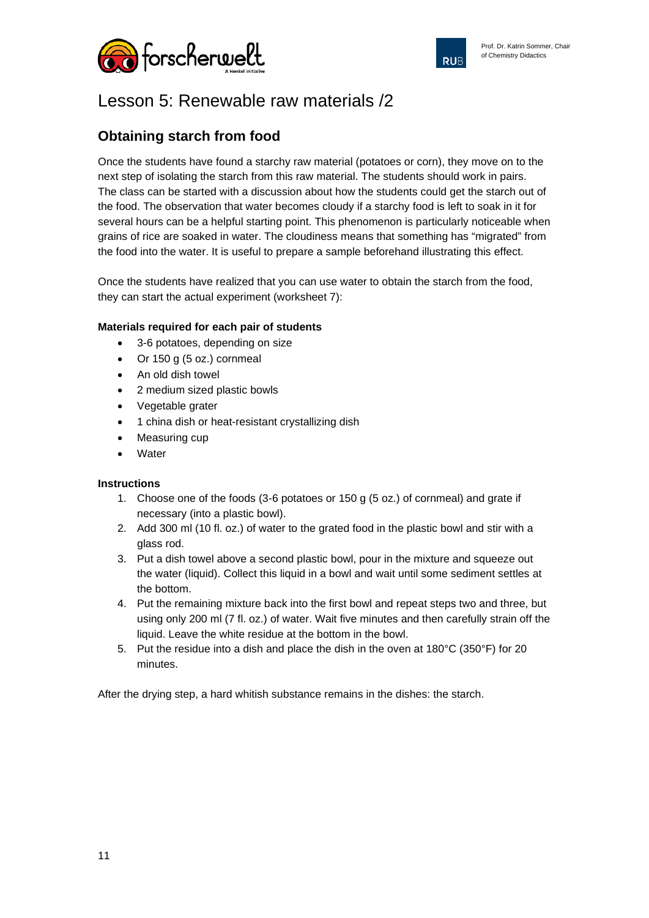# Lesson 5: Renewable raw materials /2

## Obtaining starch from food

Once the students have found a starchy raw material (potatoes or corn), they move on to the next step of isolating the starch from this raw material. The students should work in pairs. The class can be started with a discussion about how the students could get the starch out of the food. The observation that water becomes cloudy if a starchy food is left to soak in it for several hours can be a helpful starting point. This phenomenon is particularly noticeable when grains of rice are soaked in water. The cloudiness means that something has "migrated" from the food into the water. It is useful to prepare a sample beforehand illustrating this effect.

Once the students have realized that you can use water to obtain the starch from the food, they can start the actual experiment (worksheet 7):

**Materials required for each pair of students**

- 3-6 potatoes, depending on size
- Or 150 g (5 oz.) cornmeal
- An old dish towel
- 2 medium sized plastic bowls
- Vegetable grater
- 1 china dish or heat-resistant crystallizing dish
- Measuring cup
- Water

**Instructions**

1. Choose one of the foods (3-6 potatoes or 150 g (5 oz.) of cornmeal) and grate if necessary (into a plastic bowl).
2. Add 300 ml (10 fl. oz.) of water to the grated food in the plastic bowl and stir with a glass rod.
3. Put a dish towel above a second plastic bowl, pour in the mixture and squeeze out the water (liquid). Collect this liquid in a bowl and wait until some sediment settles at the bottom.
4. Put the remaining mixture back into the first bowl and repeat steps two and three, but using only 200 ml (7 fl. oz.) of water. Wait five minutes and then carefully strain off the liquid. Leave the white residue at the bottom in the bowl.
5. Put the residue into a dish and place the dish in the oven at 180°C (350°F) for 20 minutes.

After the drying step, a hard whitish substance remains in the dishes: the starch.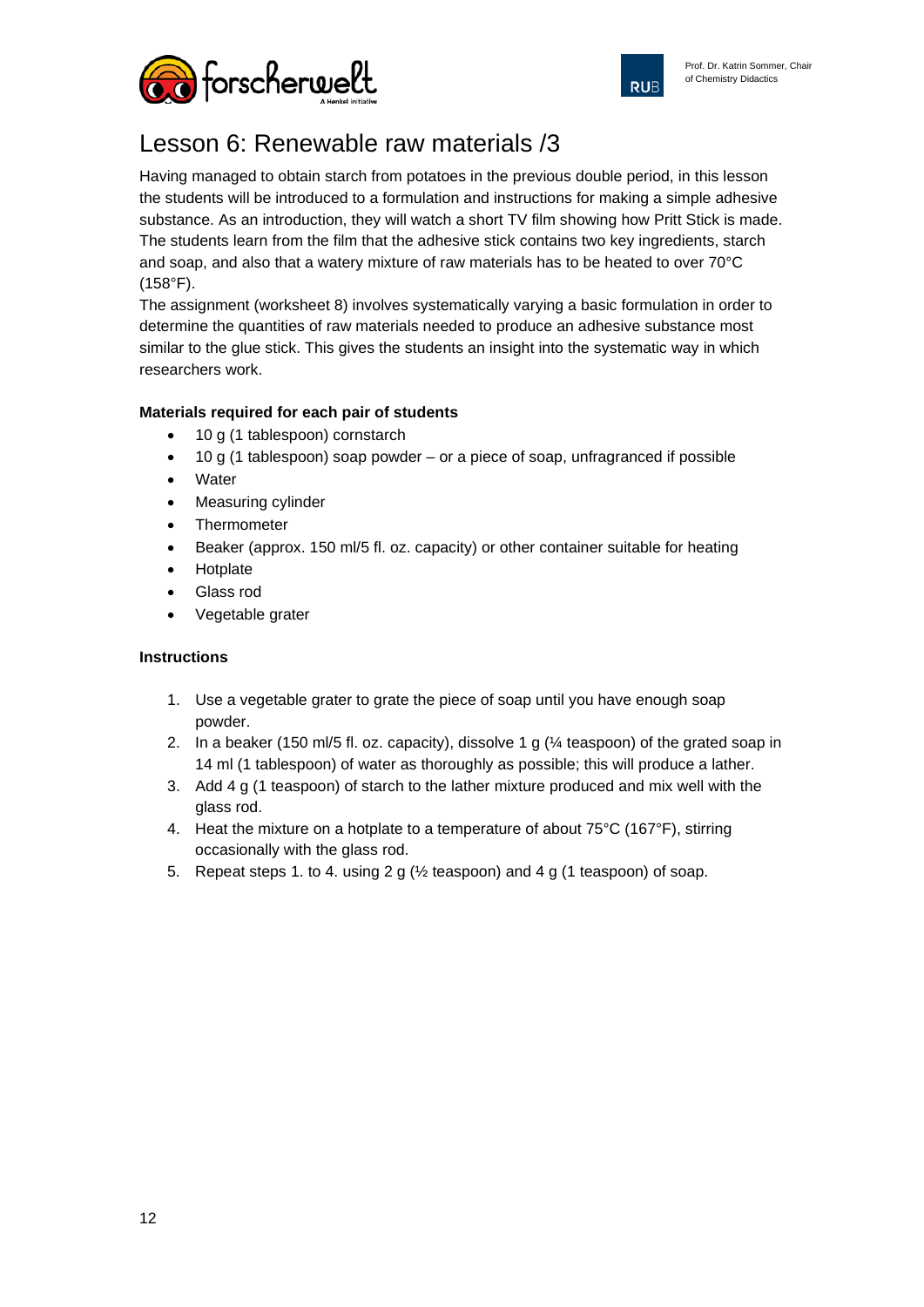# Lesson 6: Renewable raw materials /3

Having managed to obtain starch from potatoes in the previous double period, in this lesson the students will be introduced to a formulation and instructions for making a simple adhesive substance. As an introduction, they will watch a short TV film showing how Pritt Stick is made. The students learn from the film that the adhesive stick contains two key ingredients, starch and soap, and also that a watery mixture of raw materials has to be heated to over 70°C (158°F).

The assignment (worksheet 8) involves systematically varying a basic formulation in order to determine the quantities of raw materials needed to produce an adhesive substance most similar to the glue stick. This gives the students an insight into the systematic way in which researchers work.

**Materials required for each pair of students**

- 10 g (1 tablespoon) cornstarch
- 10 g (1 tablespoon) soap powder – or a piece of soap, unfragranced if possible
- Water
- Measuring cylinder
- Thermometer
- Beaker (approx. 150 ml/5 fl. oz. capacity) or other container suitable for heating
- Hotplate
- Glass rod
- Vegetable grater

**Instructions**

1. Use a vegetable grater to grate the piece of soap until you have enough soap powder.
2. In a beaker (150 ml/5 fl. oz. capacity), dissolve 1 g (¼ teaspoon) of the grated soap in 14 ml (1 tablespoon) of water as thoroughly as possible; this will produce a lather.
3. Add 4 g (1 teaspoon) of starch to the lather mixture produced and mix well with the glass rod.
4. Heat the mixture on a hotplate to a temperature of about 75°C (167°F), stirring occasionally with the glass rod.
5. Repeat steps 1. to 4. using 2 g (½ teaspoon) and 4 g (1 teaspoon) of soap.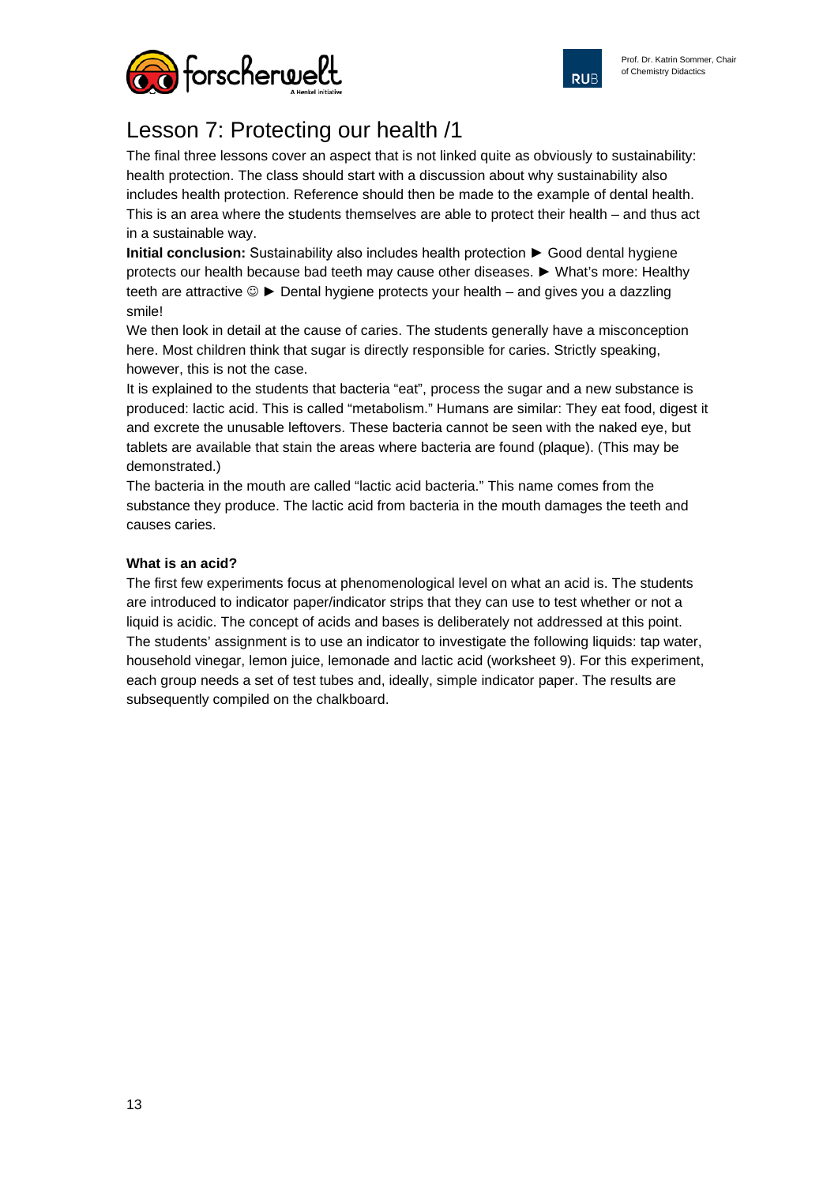# Lesson 7: Protecting our health /1

The final three lessons cover an aspect that is not linked quite as obviously to sustainability: health protection. The class should start with a discussion about why sustainability also includes health protection. Reference should then be made to the example of dental health. This is an area where the students themselves are able to protect their health – and thus act in a sustainable way.

**Initial conclusion:** Sustainability also includes health protection ► Good dental hygiene protects our health because bad teeth may cause other diseases. ► What's more: Healthy teeth are attractive ☺ ► Dental hygiene protects your health – and gives you a dazzling smile!

We then look in detail at the cause of caries. The students generally have a misconception here. Most children think that sugar is directly responsible for caries. Strictly speaking, however, this is not the case.

It is explained to the students that bacteria "eat", process the sugar and a new substance is produced: lactic acid. This is called "metabolism." Humans are similar: They eat food, digest it and excrete the unusable leftovers. These bacteria cannot be seen with the naked eye, but tablets are available that stain the areas where bacteria are found (plaque). (This may be demonstrated.)

The bacteria in the mouth are called "lactic acid bacteria." This name comes from the substance they produce. The lactic acid from bacteria in the mouth damages the teeth and causes caries.

**What is an acid?**

The first few experiments focus at phenomenological level on what an acid is. The students are introduced to indicator paper/indicator strips that they can use to test whether or not a liquid is acidic. The concept of acids and bases is deliberately not addressed at this point. The students' assignment is to use an indicator to investigate the following liquids: tap water, household vinegar, lemon juice, lemonade and lactic acid (worksheet 9). For this experiment, each group needs a set of test tubes and, ideally, simple indicator paper. The results are subsequently compiled on the chalkboard.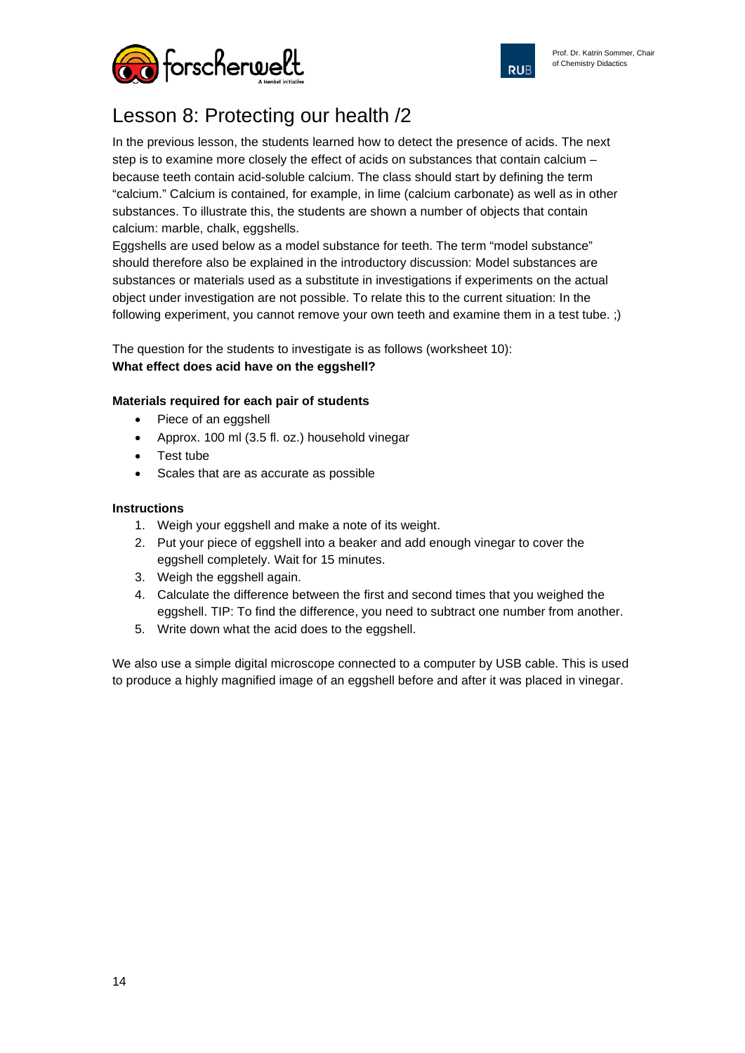# Lesson 8: Protecting our health /2

In the previous lesson, the students learned how to detect the presence of acids. The next step is to examine more closely the effect of acids on substances that contain calcium – because teeth contain acid-soluble calcium. The class should start by defining the term "calcium." Calcium is contained, for example, in lime (calcium carbonate) as well as in other substances. To illustrate this, the students are shown a number of objects that contain calcium: marble, chalk, eggshells.

Eggshells are used below as a model substance for teeth. The term "model substance" should therefore also be explained in the introductory discussion: Model substances are substances or materials used as a substitute in investigations if experiments on the actual object under investigation are not possible. To relate this to the current situation: In the following experiment, you cannot remove your own teeth and examine them in a test tube. ;)

The question for the students to investigate is as follows (worksheet 10):
**What effect does acid have on the eggshell?**

**Materials required for each pair of students**

- Piece of an eggshell
- Approx. 100 ml (3.5 fl. oz.) household vinegar
- Test tube
- Scales that are as accurate as possible

**Instructions**

1. Weigh your eggshell and make a note of its weight.
2. Put your piece of eggshell into a beaker and add enough vinegar to cover the eggshell completely. Wait for 15 minutes.
3. Weigh the eggshell again.
4. Calculate the difference between the first and second times that you weighed the eggshell. TIP: To find the difference, you need to subtract one number from another.
5. Write down what the acid does to the eggshell.

We also use a simple digital microscope connected to a computer by USB cable. This is used to produce a highly magnified image of an eggshell before and after it was placed in vinegar.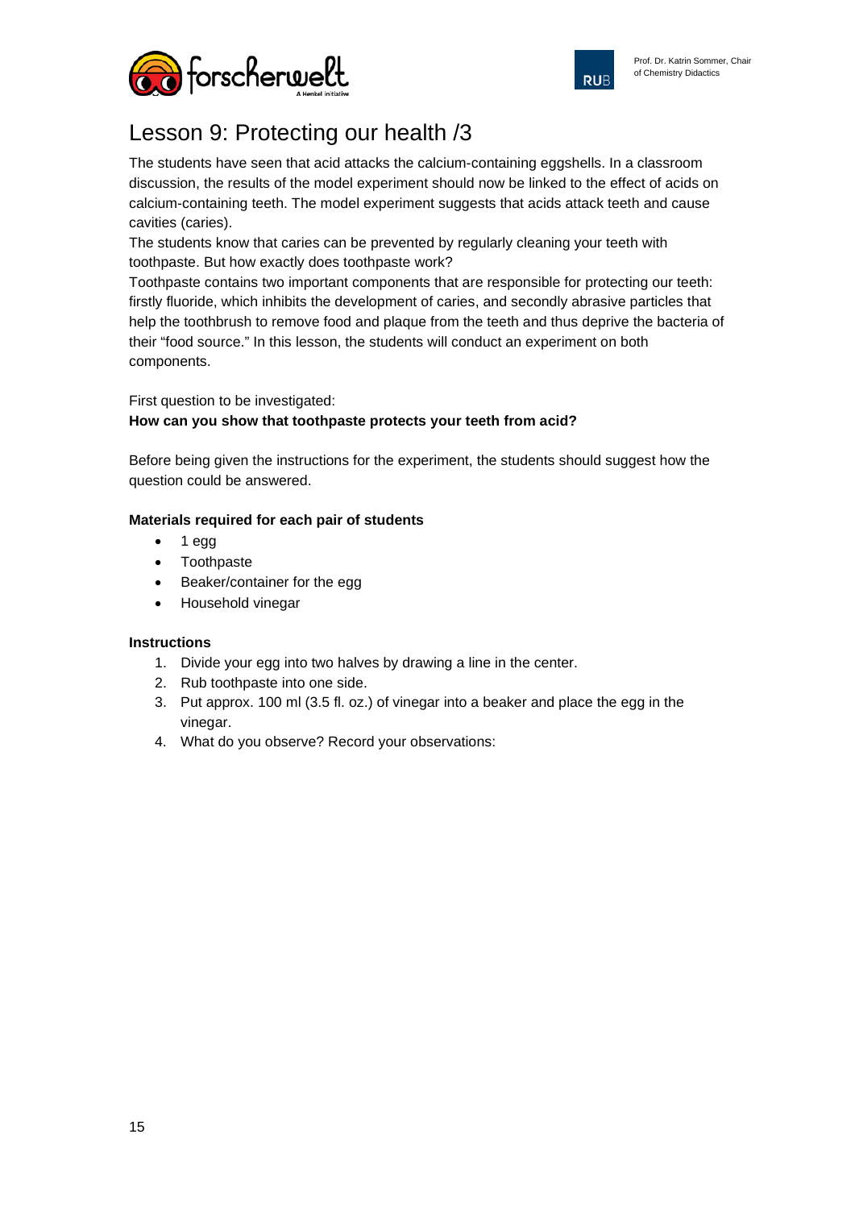# Lesson 9: Protecting our health /3

The students have seen that acid attacks the calcium-containing eggshells. In a classroom discussion, the results of the model experiment should now be linked to the effect of acids on calcium-containing teeth. The model experiment suggests that acids attack teeth and cause cavities (caries).

The students know that caries can be prevented by regularly cleaning your teeth with toothpaste. But how exactly does toothpaste work?

Toothpaste contains two important components that are responsible for protecting our teeth: firstly fluoride, which inhibits the development of caries, and secondly abrasive particles that help the toothbrush to remove food and plaque from the teeth and thus deprive the bacteria of their "food source." In this lesson, the students will conduct an experiment on both components.

First question to be investigated:

**How can you show that toothpaste protects your teeth from acid?**

Before being given the instructions for the experiment, the students should suggest how the question could be answered.

**Materials required for each pair of students**

- 1 egg
- Toothpaste
- Beaker/container for the egg
- Household vinegar

**Instructions**

1. Divide your egg into two halves by drawing a line in the center.
2. Rub toothpaste into one side.
3. Put approx. 100 ml (3.5 fl. oz.) of vinegar into a beaker and place the egg in the vinegar.
4. What do you observe? Record your observations: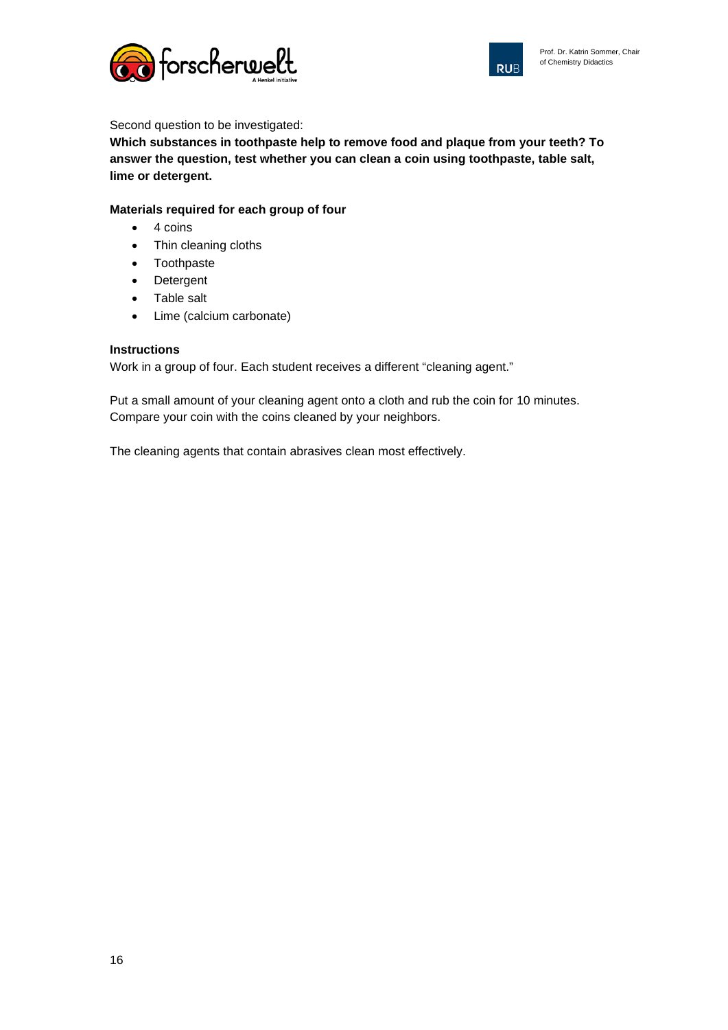Second question to be investigated:

**Which substances in toothpaste help to remove food and plaque from your teeth? To answer the question, test whether you can clean a coin using toothpaste, table salt, lime or detergent.**

**Materials required for each group of four**

- 4 coins
- Thin cleaning cloths
- Toothpaste
- Detergent
- Table salt
- Lime (calcium carbonate)

**Instructions**

Work in a group of four. Each student receives a different “cleaning agent.”

Put a small amount of your cleaning agent onto a cloth and rub the coin for 10 minutes. Compare your coin with the coins cleaned by your neighbors.

The cleaning agents that contain abrasives clean most effectively.